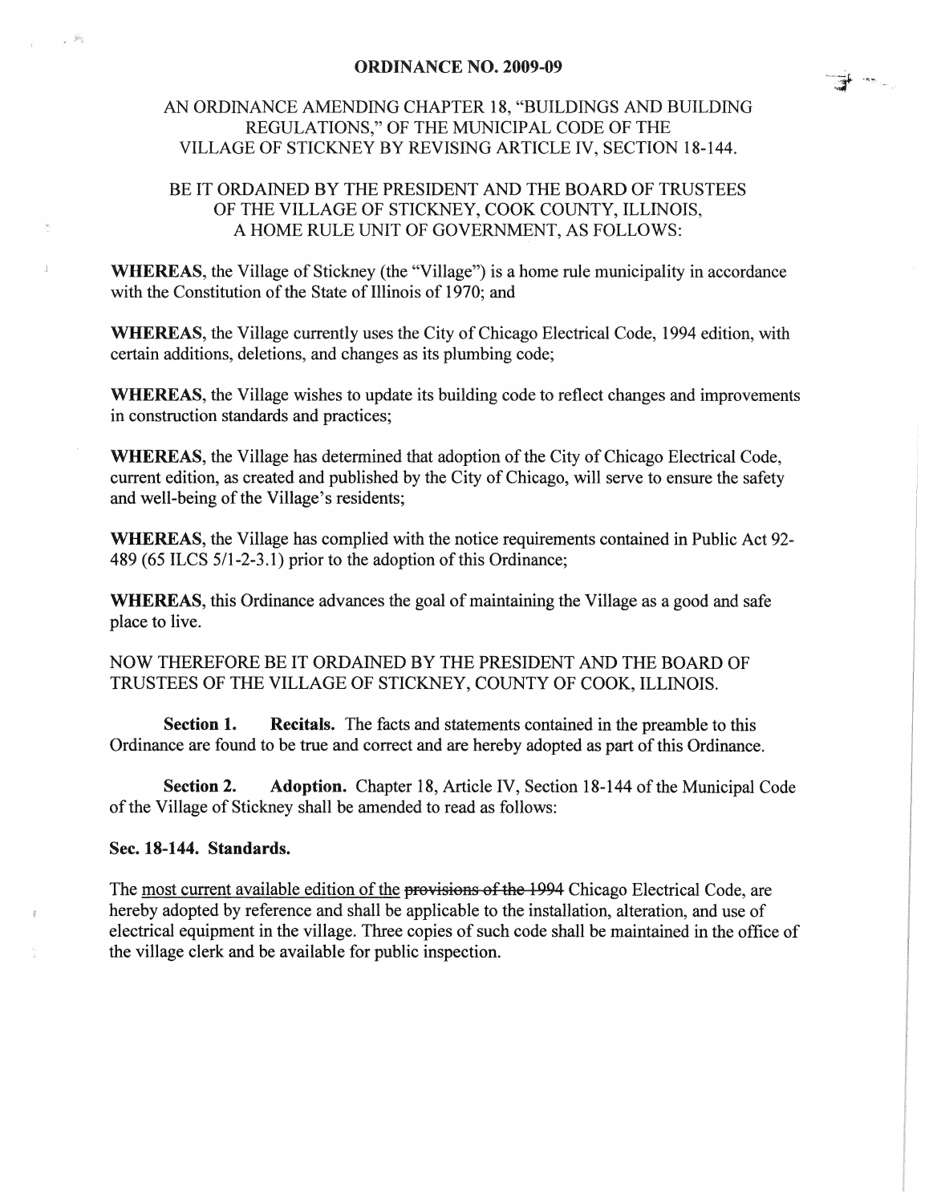# ORDINANCE NO. 2009-09

AN ORDINANCE AMENDING CHAPTER 18, "BUILDINGS AND BUILDING REGULATIONS," OF THE MUNICIPAL CODE OF THE VILLAGE OF STICKNEY BY REVISING ARTICLE IV, SECTION 18-144.

BE IT ORDAINED BY THE PRESIDENT AND THE BOARD OF TRUSTEES OF THE VILLAGE OF STICKNEY, COOK COUNTY, ILLINOIS, A HOME RULE UNIT OF GOVERNMENT, AS FOLLOWS:

**WHEREAS**, the Village of Stickney (the "Village") is a home rule municipality in accordance with the Constitution of the State of Illinois of 1970; and

**WHEREAS**, the Village currently uses the City of Chicago Electrical Code, 1994 edition, with certain additions, deletions, and changes as its plumbing code;

**WHEREAS**, the Village wishes to update its building code to reflect changes and improvements in construction standards and practices;

**WHEREAS**, the Village has determined that adoption of the City of Chicago Electrical Code, current edition, as created and published by the City of Chicago, will serve to ensure the safety and well-being of the Village's residents;

**WHEREAS**, the Village has complied with the notice requirements contained in Public Act 92-489 (65 ILCS 5/1-2-3.1) prior to the adoption of this Ordinance;

**WHEREAS**, this Ordinance advances the goal of maintaining the Village as a good and safe place to live.

NOW THEREFORE BE IT ORDAINED BY THE PRESIDENT AND THE BOARD OF TRUSTEES OF THE VILLAGE OF STICKNEY, COUNTY OF COOK, ILLINOIS.

**Section 1. Recitals.** The facts and statements contained in the preamble to this Ordinance are found to be true and correct and are hereby adopted as part of this Ordinance.

**Section 2. Adoption.** Chapter 18, Article IV, Section 18-144 of the Municipal Code of the Village of Stickney shall be amended to read as follows:

**Sec. 18-144. Standards.**

The most current available edition of the ~~provisions of the 1994~~ Chicago Electrical Code, are hereby adopted by reference and shall be applicable to the installation, alteration, and use of electrical equipment in the village. Three copies of such code shall be maintained in the office of the village clerk and be available for public inspection.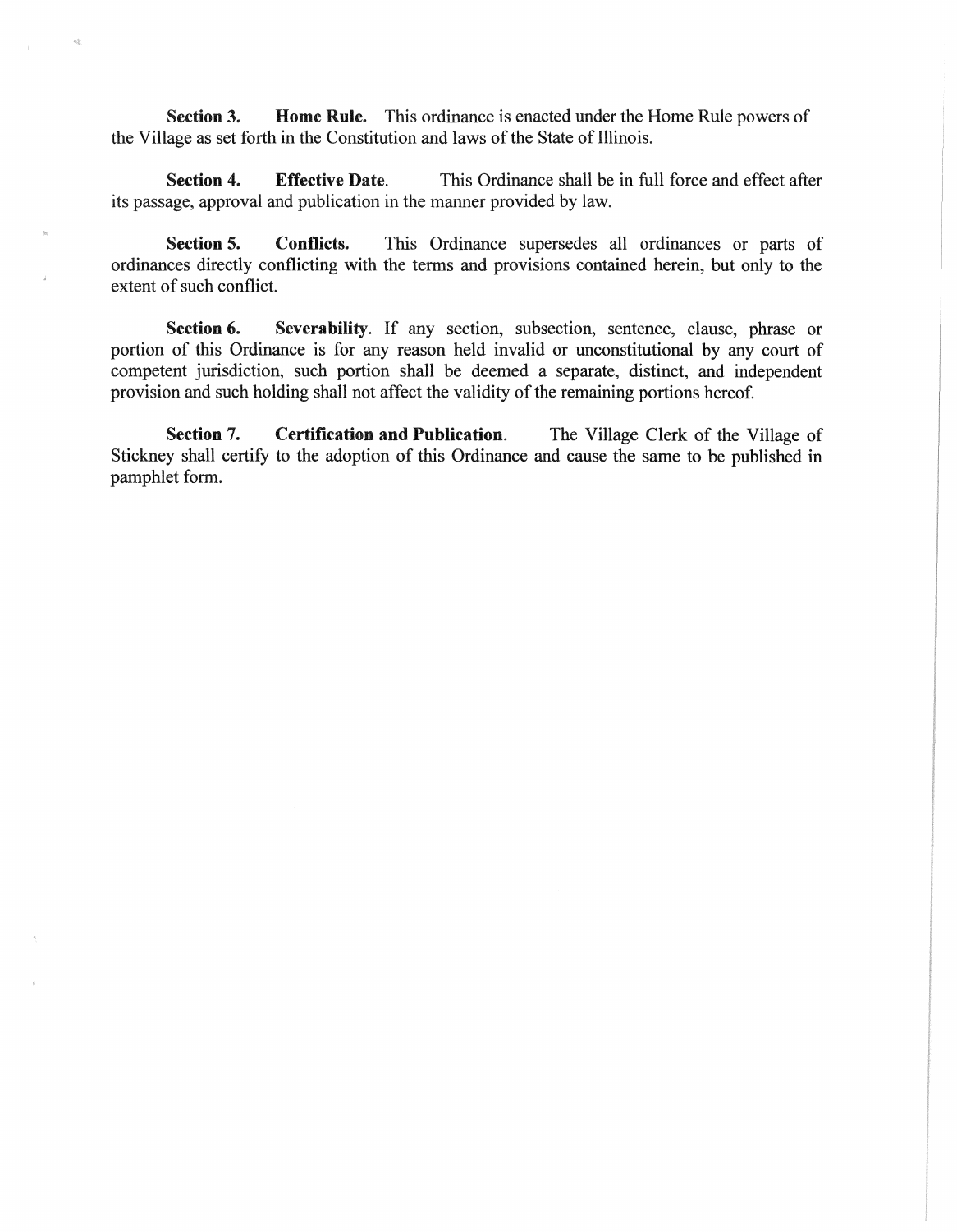**Section 3. Home Rule.** This ordinance is enacted under the Home Rule powers of the Village as set forth in the Constitution and laws of the State of Illinois.

**Section 4. Effective Date.** This Ordinance shall be in full force and effect after its passage, approval and publication in the manner provided by law.

**Section 5. Conflicts.** This Ordinance supersedes all ordinances or parts of ordinances directly conflicting with the terms and provisions contained herein, but only to the extent of such conflict.

**Section 6. Severability.** If any section, subsection, sentence, clause, phrase or portion of this Ordinance is for any reason held invalid or unconstitutional by any court of competent jurisdiction, such portion shall be deemed a separate, distinct, and independent provision and such holding shall not affect the validity of the remaining portions hereof.

**Section 7. Certification and Publication.** The Village Clerk of the Village of Stickney shall certify to the adoption of this Ordinance and cause the same to be published in pamphlet form.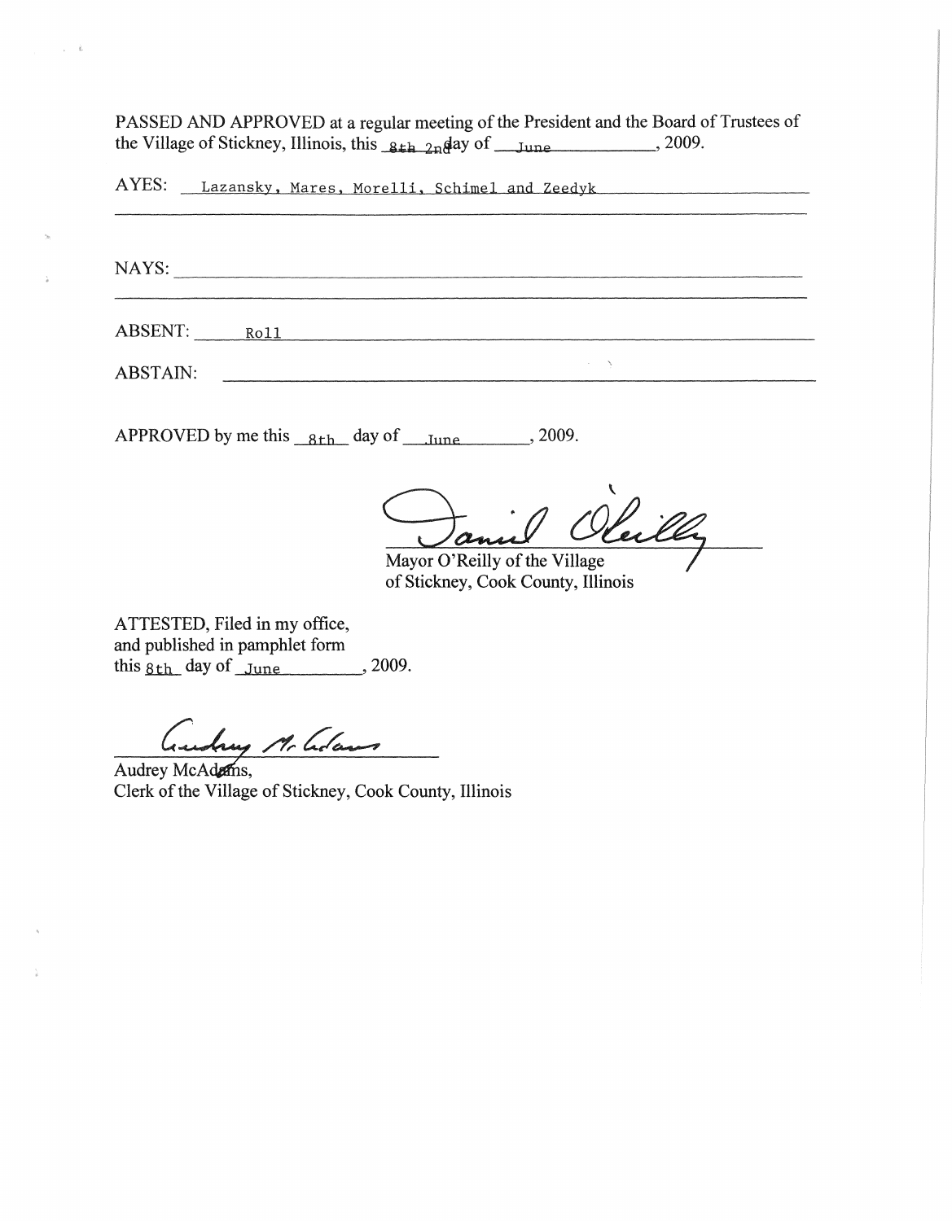PASSED AND APPROVED at a regular meeting of the President and the Board of Trustees of the Village of Stickney, Illinois, this ~~8th~~ 2nd day of June, 2009.

AYES: Lazansky, Mares, Morelli, Schimel and Zeedyk

NAYS:

ABSENT: Roll

ABSTAIN:

APPROVED by me this 8th day of June, 2009.

Mayor O'Reilly of the Village
of Stickney, Cook County, Illinois

ATTESTED, Filed in my office,
and published in pamphlet form
this 8th day of June, 2009.

Audrey McAdams,
Clerk of the Village of Stickney, Cook County, Illinois